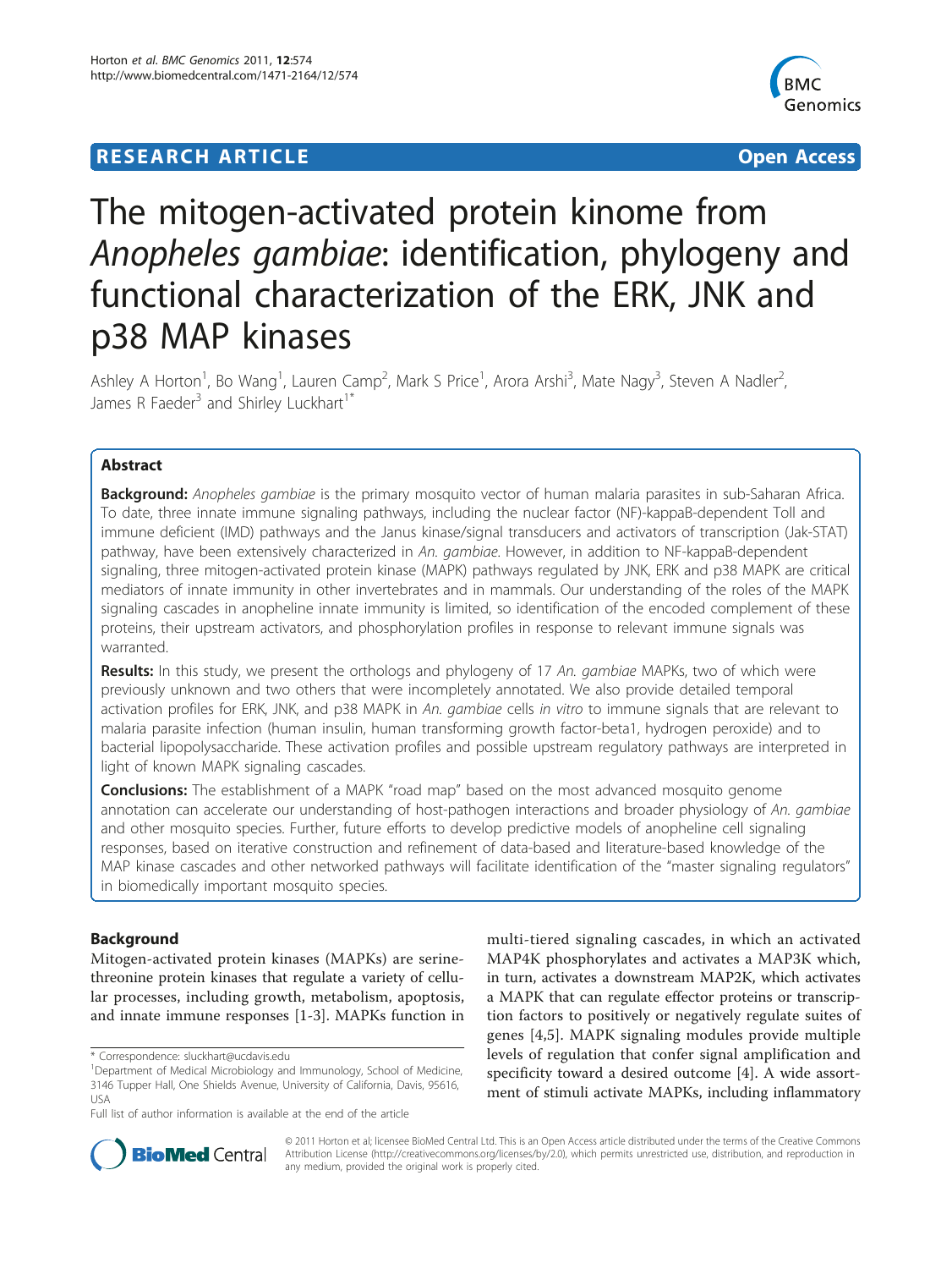RESEARCH ARTICLE

Open Access

# The mitogen-activated protein kinome from *Anopheles gambiae*: identification, phylogeny and functional characterization of the ERK, JNK and p38 MAP kinases

Ashley A Horton[1], Bo Wang[1], Lauren Camp[2], Mark S Price[1], Arora Arshi[3], Mate Nagy[3], Steven A Nadler[2], James R Faeder[3] and Shirley Luckhart[1*]

## Abstract

**Background:** *Anopheles gambiae* is the primary mosquito vector of human malaria parasites in sub-Saharan Africa. To date, three innate immune signaling pathways, including the nuclear factor (NF)-kappaB-dependent Toll and immune deficient (IMD) pathways and the Janus kinase/signal transducers and activators of transcription (Jak-STAT) pathway, have been extensively characterized in *An. gambiae*. However, in addition to NF-kappaB-dependent signaling, three mitogen-activated protein kinase (MAPK) pathways regulated by JNK, ERK and p38 MAPK are critical mediators of innate immunity in other invertebrates and in mammals. Our understanding of the roles of the MAPK signaling cascades in anopheline innate immunity is limited, so identification of the encoded complement of these proteins, their upstream activators, and phosphorylation profiles in response to relevant immune signals was warranted.

**Results:** In this study, we present the orthologs and phylogeny of 17 *An. gambiae* MAPKs, two of which were previously unknown and two others that were incompletely annotated. We also provide detailed temporal activation profiles for ERK, JNK, and p38 MAPK in *An. gambiae* cells *in vitro* to immune signals that are relevant to malaria parasite infection (human insulin, human transforming growth factor-beta1, hydrogen peroxide) and to bacterial lipopolysaccharide. These activation profiles and possible upstream regulatory pathways are interpreted in light of known MAPK signaling cascades.

**Conclusions:** The establishment of a MAPK "road map" based on the most advanced mosquito genome annotation can accelerate our understanding of host-pathogen interactions and broader physiology of *An. gambiae* and other mosquito species. Further, future efforts to develop predictive models of anopheline cell signaling responses, based on iterative construction and refinement of data-based and literature-based knowledge of the MAP kinase cascades and other networked pathways will facilitate identification of the "master signaling regulators" in biomedically important mosquito species.

## Background

Mitogen-activated protein kinases (MAPKs) are serine-threonine protein kinases that regulate a variety of cellular processes, including growth, metabolism, apoptosis, and innate immune responses [1-3]. MAPKs function in multi-tiered signaling cascades, in which an activated MAP4K phosphorylates and activates a MAP3K which, in turn, activates a downstream MAP2K, which activates a MAPK that can regulate effector proteins or transcription factors to positively or negatively regulate suites of genes [4,5]. MAPK signaling modules provide multiple levels of regulation that confer signal amplification and specificity toward a desired outcome [4]. A wide assortment of stimuli activate MAPKs, including inflammatory

\* Correspondence: sluckhart@ucdavis.edu

[1]Department of Medical Microbiology and Immunology, School of Medicine, 3146 Tupper Hall, One Shields Avenue, University of California, Davis, 95616, USA

Full list of author information is available at the end of the article

© 2011 Horton et al; licensee BioMed Central Ltd. This is an Open Access article distributed under the terms of the Creative Commons Attribution License (http://creativecommons.org/licenses/by/2.0), which permits unrestricted use, distribution, and reproduction in any medium, provided the original work is properly cited.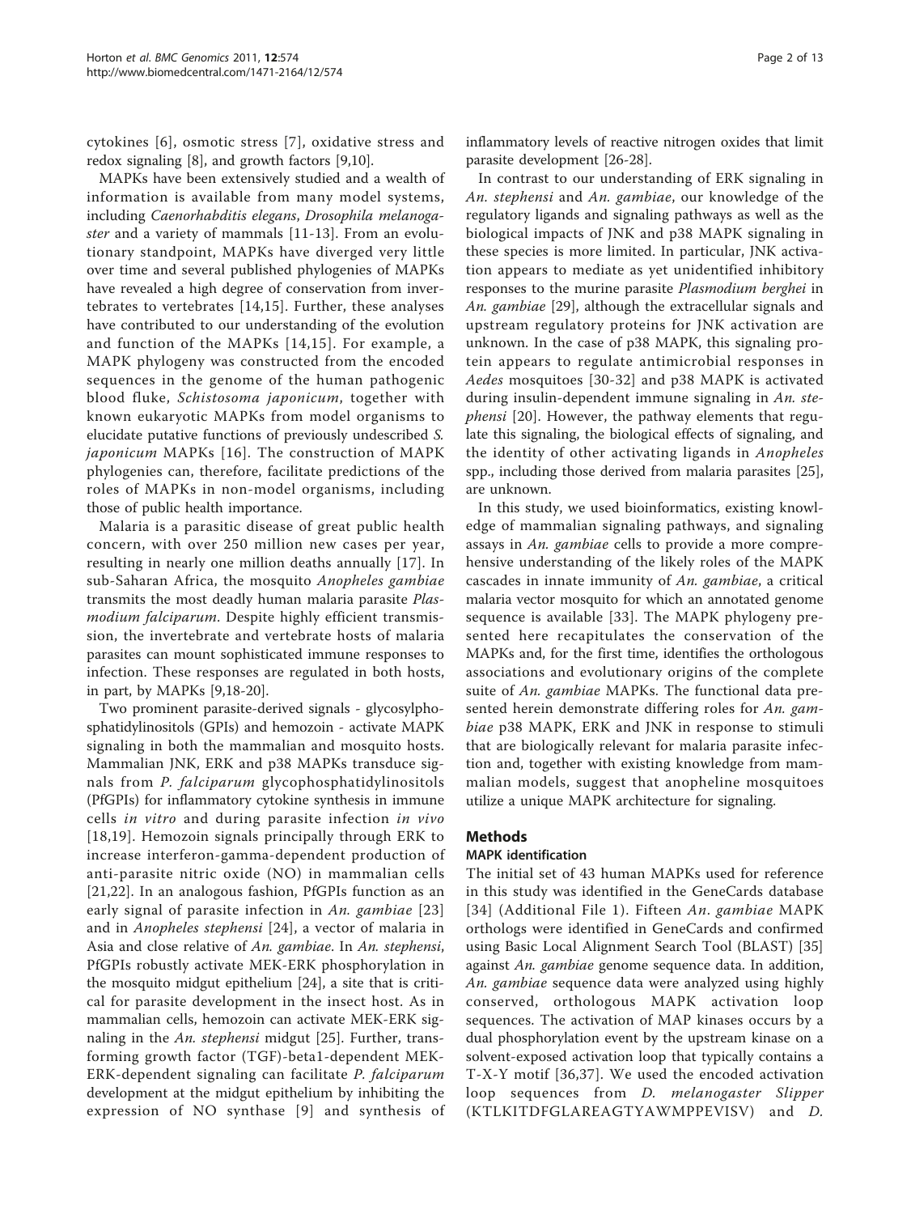cytokines [6], osmotic stress [7], oxidative stress and redox signaling [8], and growth factors [9,10].

MAPKs have been extensively studied and a wealth of information is available from many model systems, including *Caenorhabditis elegans*, *Drosophila melanogaster* and a variety of mammals [11-13]. From an evolutionary standpoint, MAPKs have diverged very little over time and several published phylogenies of MAPKs have revealed a high degree of conservation from invertebrates to vertebrates [14,15]. Further, these analyses have contributed to our understanding of the evolution and function of the MAPKs [14,15]. For example, a MAPK phylogeny was constructed from the encoded sequences in the genome of the human pathogenic blood fluke, *Schistosoma japonicum*, together with known eukaryotic MAPKs from model organisms to elucidate putative functions of previously undescribed *S. japonicum* MAPKs [16]. The construction of MAPK phylogenies can, therefore, facilitate predictions of the roles of MAPKs in non-model organisms, including those of public health importance.

Malaria is a parasitic disease of great public health concern, with over 250 million new cases per year, resulting in nearly one million deaths annually [17]. In sub-Saharan Africa, the mosquito *Anopheles gambiae* transmits the most deadly human malaria parasite *Plasmodium falciparum*. Despite highly efficient transmission, the invertebrate and vertebrate hosts of malaria parasites can mount sophisticated immune responses to infection. These responses are regulated in both hosts, in part, by MAPKs [9,18-20].

Two prominent parasite-derived signals - glycosylphosphatidylinositols (GPIs) and hemozoin - activate MAPK signaling in both the mammalian and mosquito hosts. Mammalian JNK, ERK and p38 MAPKs transduce signals from *P. falciparum* glycophosphatidylinositols (PfGPIs) for inflammatory cytokine synthesis in immune cells *in vitro* and during parasite infection *in vivo* [18,19]. Hemozoin signals principally through ERK to increase interferon-gamma-dependent production of anti-parasite nitric oxide (NO) in mammalian cells [21,22]. In an analogous fashion, PfGPIs function as an early signal of parasite infection in *An. gambiae* [23] and in *Anopheles stephensi* [24], a vector of malaria in Asia and close relative of *An. gambiae*. In *An. stephensi*, PfGPIs robustly activate MEK-ERK phosphorylation in the mosquito midgut epithelium [24], a site that is critical for parasite development in the insect host. As in mammalian cells, hemozoin can activate MEK-ERK signaling in the *An. stephensi* midgut [25]. Further, transforming growth factor (TGF)-beta1-dependent MEK-ERK-dependent signaling can facilitate *P. falciparum* development at the midgut epithelium by inhibiting the expression of NO synthase [9] and synthesis of inflammatory levels of reactive nitrogen oxides that limit parasite development [26-28].

In contrast to our understanding of ERK signaling in *An. stephensi* and *An. gambiae*, our knowledge of the regulatory ligands and signaling pathways as well as the biological impacts of JNK and p38 MAPK signaling in these species is more limited. In particular, JNK activation appears to mediate as yet unidentified inhibitory responses to the murine parasite *Plasmodium berghei* in *An. gambiae* [29], although the extracellular signals and upstream regulatory proteins for JNK activation are unknown. In the case of p38 MAPK, this signaling protein appears to regulate antimicrobial responses in *Aedes* mosquitoes [30-32] and p38 MAPK is activated during insulin-dependent immune signaling in *An. stephensi* [20]. However, the pathway elements that regulate this signaling, the biological effects of signaling, and the identity of other activating ligands in *Anopheles* spp., including those derived from malaria parasites [25], are unknown.

In this study, we used bioinformatics, existing knowledge of mammalian signaling pathways, and signaling assays in *An. gambiae* cells to provide a more comprehensive understanding of the likely roles of the MAPK cascades in innate immunity of *An. gambiae*, a critical malaria vector mosquito for which an annotated genome sequence is available [33]. The MAPK phylogeny presented here recapitulates the conservation of the MAPKs and, for the first time, identifies the orthologous associations and evolutionary origins of the complete suite of *An. gambiae* MAPKs. The functional data presented herein demonstrate differing roles for *An. gambiae* p38 MAPK, ERK and JNK in response to stimuli that are biologically relevant for malaria parasite infection and, together with existing knowledge from mammalian models, suggest that anopheline mosquitoes utilize a unique MAPK architecture for signaling.

## Methods

### MAPK identification

The initial set of 43 human MAPKs used for reference in this study was identified in the GeneCards database [34] (Additional File 1). Fifteen *An. gambiae* MAPK orthologs were identified in GeneCards and confirmed using Basic Local Alignment Search Tool (BLAST) [35] against *An. gambiae* genome sequence data. In addition, *An. gambiae* sequence data were analyzed using highly conserved, orthologous MAPK activation loop sequences. The activation of MAP kinases occurs by a dual phosphorylation event by the upstream kinase on a solvent-exposed activation loop that typically contains a T-X-Y motif [36,37]. We used the encoded activation loop sequences from *D. melanogaster* Slipper (KTLKITDFGLAREAGTYAWMPPEVISV) and *D.*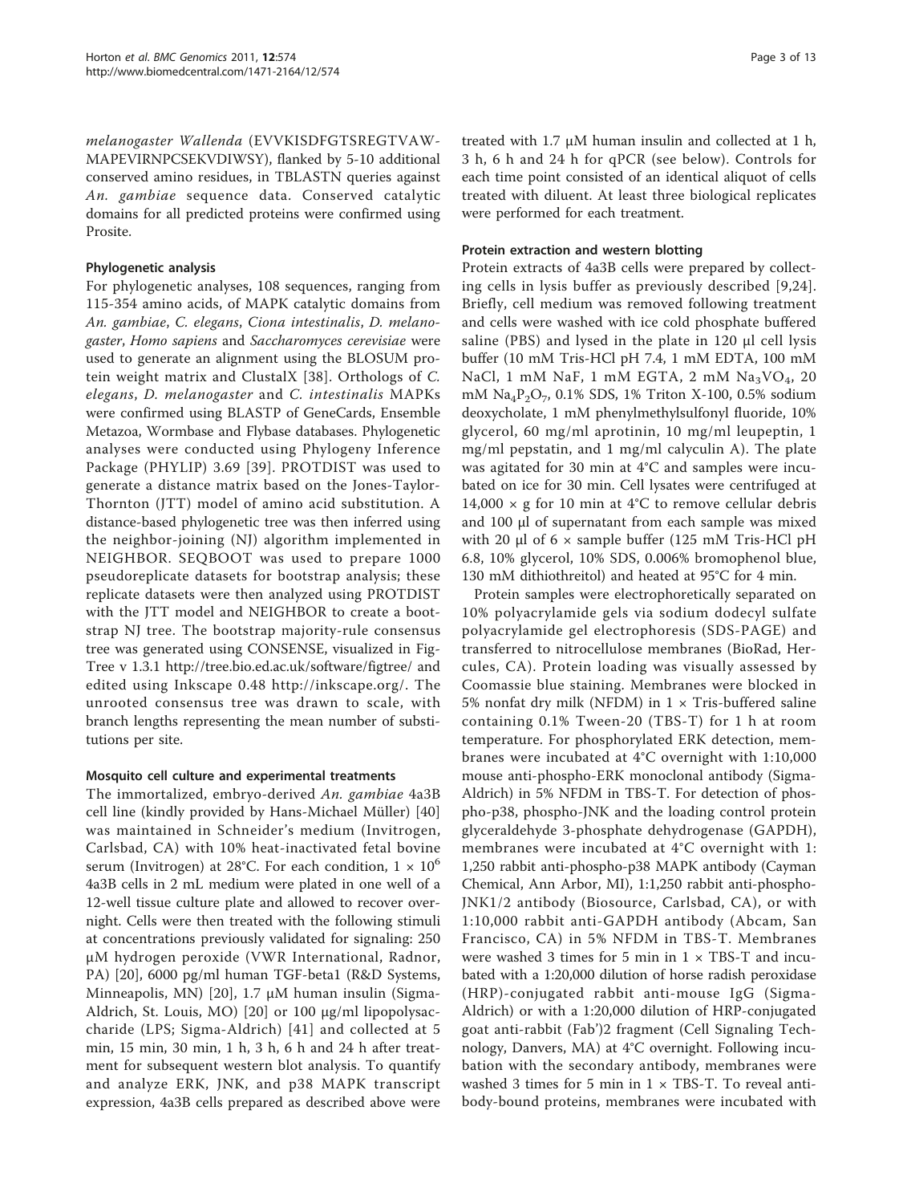*melanogaster Wallenda* (EVVKISDFGTSREGTVAWMAPEVIRNPCSEKVDIWSY), flanked by 5-10 additional conserved amino residues, in TBLASTN queries against *An. gambiae* sequence data. Conserved catalytic domains for all predicted proteins were confirmed using Prosite.

### Phylogenetic analysis

For phylogenetic analyses, 108 sequences, ranging from 115-354 amino acids, of MAPK catalytic domains from *An. gambiae*, *C. elegans*, *Ciona intestinalis*, *D. melanogaster*, *Homo sapiens* and *Saccharomyces cerevisiae* were used to generate an alignment using the BLOSUM protein weight matrix and ClustalX [38]. Orthologs of *C. elegans*, *D. melanogaster* and *C. intestinalis* MAPKs were confirmed using BLASTP of GeneCards, Ensemble Metazoa, Wormbase and Flybase databases. Phylogenetic analyses were conducted using Phylogeny Inference Package (PHYLIP) 3.69 [39]. PROTDIST was used to generate a distance matrix based on the Jones-Taylor-Thornton (JTT) model of amino acid substitution. A distance-based phylogenetic tree was then inferred using the neighbor-joining (NJ) algorithm implemented in NEIGHBOR. SEQBOOT was used to prepare 1000 pseudoreplicate datasets for bootstrap analysis; these replicate datasets were then analyzed using PROTDIST with the JTT model and NEIGHBOR to create a bootstrap NJ tree. The bootstrap majority-rule consensus tree was generated using CONSENSE, visualized in FigTree v 1.3.1 http://tree.bio.ed.ac.uk/software/figtree/ and edited using Inkscape 0.48 http://inkscape.org/. The unrooted consensus tree was drawn to scale, with branch lengths representing the mean number of substitutions per site.

### Mosquito cell culture and experimental treatments

The immortalized, embryo-derived *An. gambiae* 4a3B cell line (kindly provided by Hans-Michael Müller) [40] was maintained in Schneider's medium (Invitrogen, Carlsbad, CA) with 10% heat-inactivated fetal bovine serum (Invitrogen) at 28°C. For each condition, $1 \times 10^6$ 4a3B cells in 2 mL medium were plated in one well of a 12-well tissue culture plate and allowed to recover overnight. Cells were then treated with the following stimuli at concentrations previously validated for signaling: 250 μM hydrogen peroxide (VWR International, Radnor, PA) [20], 6000 pg/ml human TGF-beta1 (R&D Systems, Minneapolis, MN) [20], 1.7 μM human insulin (Sigma-Aldrich, St. Louis, MO) [20] or 100 μg/ml lipopolysaccharide (LPS; Sigma-Aldrich) [41] and collected at 5 min, 15 min, 30 min, 1 h, 3 h, 6 h and 24 h after treatment for subsequent western blot analysis. To quantify and analyze ERK, JNK, and p38 MAPK transcript expression, 4a3B cells prepared as described above were treated with 1.7 μM human insulin and collected at 1 h, 3 h, 6 h and 24 h for qPCR (see below). Controls for each time point consisted of an identical aliquot of cells treated with diluent. At least three biological replicates were performed for each treatment.

### Protein extraction and western blotting

Protein extracts of 4a3B cells were prepared by collecting cells in lysis buffer as previously described [9,24]. Briefly, cell medium was removed following treatment and cells were washed with ice cold phosphate buffered saline (PBS) and lysed in the plate in 120 μl cell lysis buffer (10 mM Tris-HCl pH 7.4, 1 mM EDTA, 100 mM NaCl, 1 mM NaF, 1 mM EGTA, 2 mM $Na_3VO_4$, 20 mM $Na_4P_2O_7$, 0.1% SDS, 1% Triton X-100, 0.5% sodium deoxycholate, 1 mM phenylmethylsulfonyl fluoride, 10% glycerol, 60 mg/ml aprotinin, 10 mg/ml leupeptin, 1 mg/ml pepstatin, and 1 mg/ml calyculin A). The plate was agitated for 30 min at 4°C and samples were incubated on ice for 30 min. Cell lysates were centrifuged at 14,000 × g for 10 min at 4°C to remove cellular debris and 100 μl of supernatant from each sample was mixed with 20 μl of 6 × sample buffer (125 mM Tris-HCl pH 6.8, 10% glycerol, 10% SDS, 0.006% bromophenol blue, 130 mM dithiothreitol) and heated at 95°C for 4 min.

Protein samples were electrophoretically separated on 10% polyacrylamide gels via sodium dodecyl sulfate polyacrylamide gel electrophoresis (SDS-PAGE) and transferred to nitrocellulose membranes (BioRad, Hercules, CA). Protein loading was visually assessed by Coomassie blue staining. Membranes were blocked in 5% nonfat dry milk (NFDM) in 1 × Tris-buffered saline containing 0.1% Tween-20 (TBS-T) for 1 h at room temperature. For phosphorylated ERK detection, membranes were incubated at 4°C overnight with 1:10,000 mouse anti-phospho-ERK monoclonal antibody (Sigma-Aldrich) in 5% NFDM in TBS-T. For detection of phospho-p38, phospho-JNK and the loading control protein glyceraldehyde 3-phosphate dehydrogenase (GAPDH), membranes were incubated at 4°C overnight with 1:1,250 rabbit anti-phospho-p38 MAPK antibody (Cayman Chemical, Ann Arbor, MI), 1:1,250 rabbit anti-phospho-JNK1/2 antibody (Biosource, Carlsbad, CA), or with 1:10,000 rabbit anti-GAPDH antibody (Abcam, San Francisco, CA) in 5% NFDM in TBS-T. Membranes were washed 3 times for 5 min in 1 × TBS-T and incubated with a 1:20,000 dilution of horse radish peroxidase (HRP)-conjugated rabbit anti-mouse IgG (Sigma-Aldrich) or with a 1:20,000 dilution of HRP-conjugated goat anti-rabbit (Fab')2 fragment (Cell Signaling Technology, Danvers, MA) at 4°C overnight. Following incubation with the secondary antibody, membranes were washed 3 times for 5 min in 1 × TBS-T. To reveal antibody-bound proteins, membranes were incubated with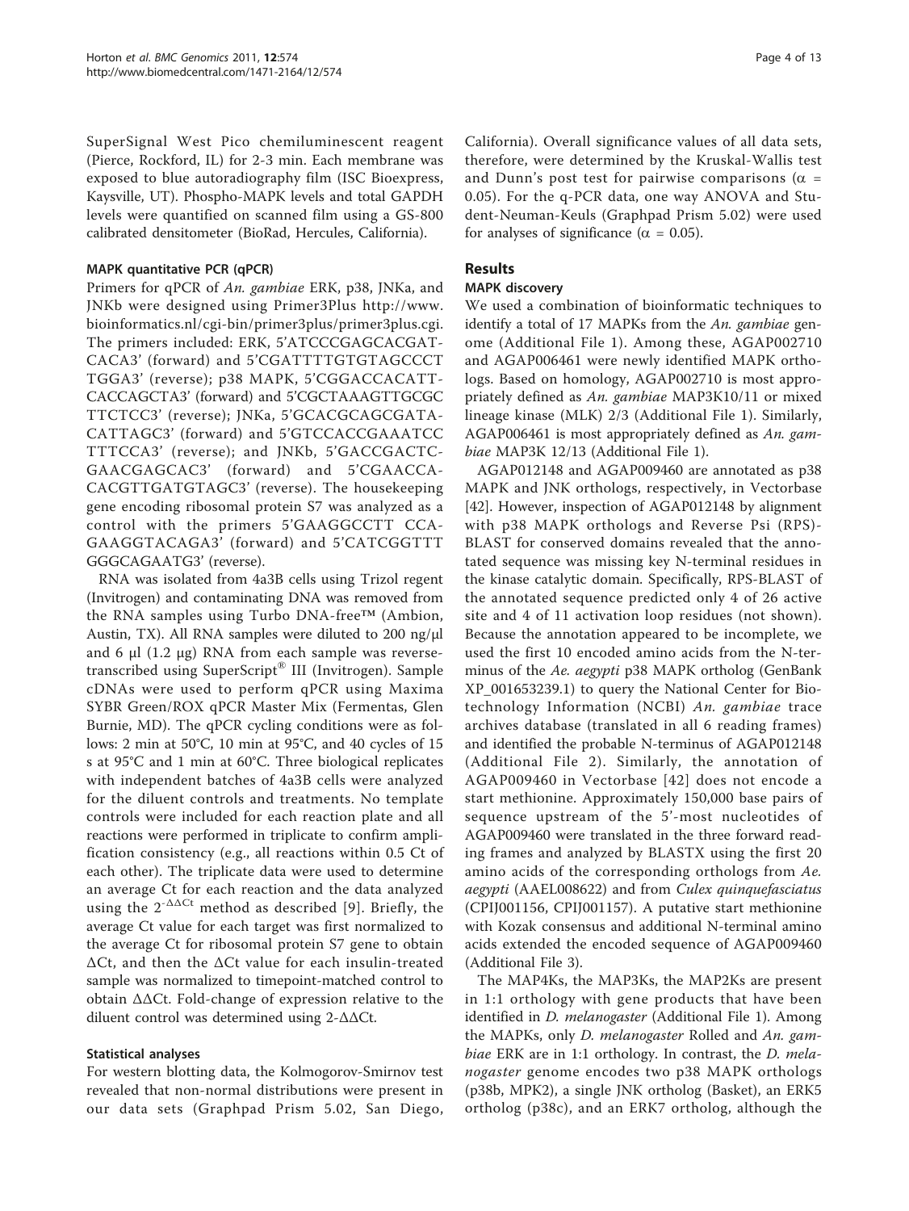SuperSignal West Pico chemiluminescent reagent (Pierce, Rockford, IL) for 2-3 min. Each membrane was exposed to blue autoradiography film (ISC Bioexpress, Kaysville, UT). Phospho-MAPK levels and total GAPDH levels were quantified on scanned film using a GS-800 calibrated densitometer (BioRad, Hercules, California).

### MAPK quantitative PCR (qPCR)

Primers for qPCR of *An. gambiae* ERK, p38, JNKa, and JNKb were designed using Primer3Plus http://www.bioinformatics.nl/cgi-bin/primer3plus/primer3plus.cgi. The primers included: ERK, 5'ATCCCGAGCACGATCACA3' (forward) and 5'CGATTTTGTGTAGCCCTTGGA3' (reverse); p38 MAPK, 5'CGGACCACATTCACCAGCTA3' (forward) and 5'CGCTAAAGTTGCGCTTCTCC3' (reverse); JNKa, 5'GCACGCAGCGATACATTAGC3' (forward) and 5'GTCCACCGAAATCCTTTCCA3' (reverse); and JNKb, 5'GACCGACTCGAACGAGCAC3' (forward) and 5'CGAACCACACGTTGATGTAGC3' (reverse). The housekeeping gene encoding ribosomal protein S7 was analyzed as a control with the primers 5'GAAGGCCTTCCAGAAGGTACAGA3' (forward) and 5'CATCGGTTTGGGCAGAATG3' (reverse).

RNA was isolated from 4a3B cells using Trizol regent (Invitrogen) and contaminating DNA was removed from the RNA samples using Turbo DNA-free™ (Ambion, Austin, TX). All RNA samples were diluted to 200 ng/μl and 6 μl (1.2 μg) RNA from each sample was reverse-transcribed using SuperScript® III (Invitrogen). Sample cDNAs were used to perform qPCR using Maxima SYBR Green/ROX qPCR Master Mix (Fermentas, Glen Burnie, MD). The qPCR cycling conditions were as follows: 2 min at 50°C, 10 min at 95°C, and 40 cycles of 15 s at 95°C and 1 min at 60°C. Three biological replicates with independent batches of 4a3B cells were analyzed for the diluent controls and treatments. No template controls were included for each reaction plate and all reactions were performed in triplicate to confirm amplification consistency (e.g., all reactions within 0.5 Ct of each other). The triplicate data were used to determine an average Ct for each reaction and the data analyzed using the $2^{-\Delta\Delta Ct}$ method as described [9]. Briefly, the average Ct value for each target was first normalized to the average Ct for ribosomal protein S7 gene to obtain ΔCt, and then the ΔCt value for each insulin-treated sample was normalized to timepoint-matched control to obtain ΔΔCt. Fold-change of expression relative to the diluent control was determined using 2-ΔΔCt.

### Statistical analyses

For western blotting data, the Kolmogorov-Smirnov test revealed that non-normal distributions were present in our data sets (Graphpad Prism 5.02, San Diego, California). Overall significance values of all data sets, therefore, were determined by the Kruskal-Wallis test and Dunn's post test for pairwise comparisons ($\alpha = 0.05$). For the q-PCR data, one way ANOVA and Student-Neuman-Keuls (Graphpad Prism 5.02) were used for analyses of significance ($\alpha = 0.05$).

## Results

### MAPK discovery

We used a combination of bioinformatic techniques to identify a total of 17 MAPKs from the *An. gambiae* genome (Additional File 1). Among these, AGAP002710 and AGAP006461 were newly identified MAPK orthologs. Based on homology, AGAP002710 is most appropriately defined as *An. gambiae* MAP3K10/11 or mixed lineage kinase (MLK) 2/3 (Additional File 1). Similarly, AGAP006461 is most appropriately defined as *An. gambiae* MAP3K 12/13 (Additional File 1).

AGAP012148 and AGAP009460 are annotated as p38 MAPK and JNK orthologs, respectively, in Vectorbase [42]. However, inspection of AGAP012148 by alignment with p38 MAPK orthologs and Reverse Psi (RPS)-BLAST for conserved domains revealed that the annotated sequence was missing key N-terminal residues in the kinase catalytic domain. Specifically, RPS-BLAST of the annotated sequence predicted only 4 of 26 active site and 4 of 11 activation loop residues (not shown). Because the annotation appeared to be incomplete, we used the first 10 encoded amino acids from the N-terminus of the *Ae. aegypti* p38 MAPK ortholog (GenBank XP_001653239.1) to query the National Center for Biotechnology Information (NCBI) *An. gambiae* trace archives database (translated in all 6 reading frames) and identified the probable N-terminus of AGAP012148 (Additional File 2). Similarly, the annotation of AGAP009460 in Vectorbase [42] does not encode a start methionine. Approximately 150,000 base pairs of sequence upstream of the 5'-most nucleotides of AGAP009460 were translated in the three forward reading frames and analyzed by BLASTX using the first 20 amino acids of the corresponding orthologs from *Ae. aegypti* (AAEL008622) and from *Culex quinquefasciatus* (CPIJ001156, CPIJ001157). A putative start methionine with Kozak consensus and additional N-terminal amino acids extended the encoded sequence of AGAP009460 (Additional File 3).

The MAP4Ks, the MAP3Ks, the MAP2Ks are present in 1:1 orthology with gene products that have been identified in *D. melanogaster* (Additional File 1). Among the MAPKs, only *D. melanogaster* Rolled and *An. gambiae* ERK are in 1:1 orthology. In contrast, the *D. melanogaster* genome encodes two p38 MAPK orthologs (p38b, MPK2), a single JNK ortholog (Basket), an ERK5 ortholog (p38c), and an ERK7 ortholog, although the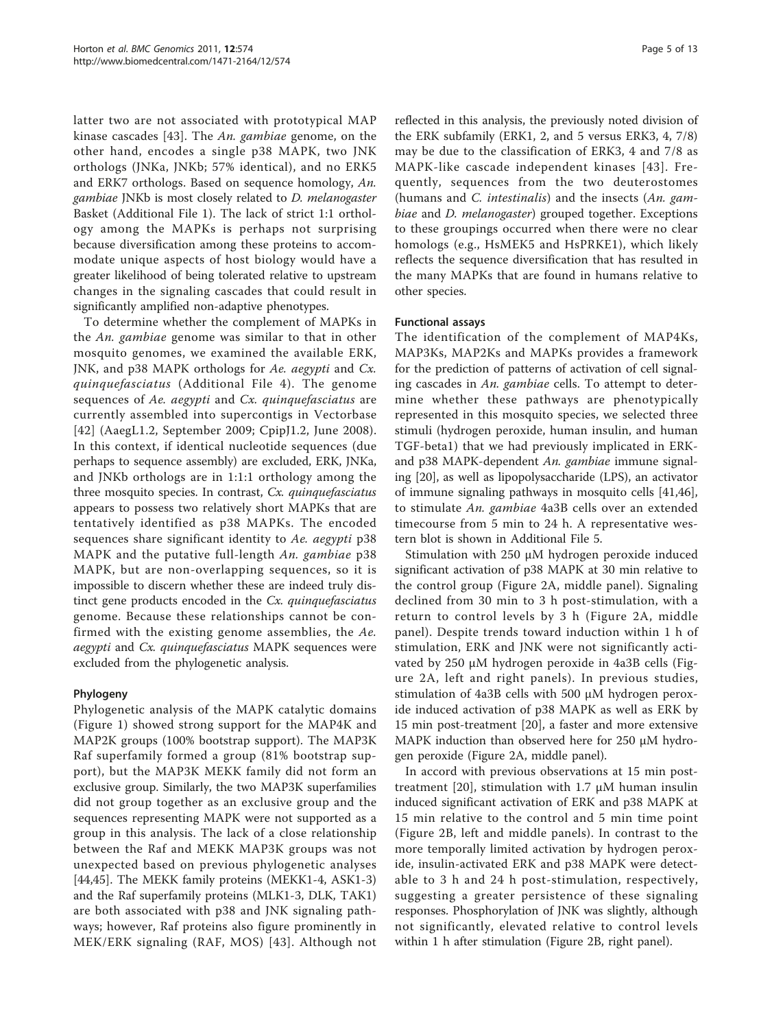latter two are not associated with prototypical MAP kinase cascades [43]. The *An. gambiae* genome, on the other hand, encodes a single p38 MAPK, two JNK orthologs (JNKa, JNKb; 57% identical), and no ERK5 and ERK7 orthologs. Based on sequence homology, *An. gambiae* JNKb is most closely related to *D. melanogaster* Basket (Additional File 1). The lack of strict 1:1 orthology among the MAPKs is perhaps not surprising because diversification among these proteins to accommodate unique aspects of host biology would have a greater likelihood of being tolerated relative to upstream changes in the signaling cascades that could result in significantly amplified non-adaptive phenotypes.

To determine whether the complement of MAPKs in the *An. gambiae* genome was similar to that in other mosquito genomes, we examined the available ERK, JNK, and p38 MAPK orthologs for *Ae. aegypti* and *Cx. quinquefasciatus* (Additional File 4). The genome sequences of *Ae. aegypti* and *Cx. quinquefasciatus* are currently assembled into supercontigs in Vectorbase [42] (AaegL1.2, September 2009; CpipJ1.2, June 2008). In this context, if identical nucleotide sequences (due perhaps to sequence assembly) are excluded, ERK, JNKa, and JNKb orthologs are in 1:1:1 orthology among the three mosquito species. In contrast, *Cx. quinquefasciatus* appears to possess two relatively short MAPKs that are tentatively identified as p38 MAPKs. The encoded sequences share significant identity to *Ae. aegypti* p38 MAPK and the putative full-length *An. gambiae* p38 MAPK, but are non-overlapping sequences, so it is impossible to discern whether these are indeed truly distinct gene products encoded in the *Cx. quinquefasciatus* genome. Because these relationships cannot be confirmed with the existing genome assemblies, the *Ae. aegypti* and *Cx. quinquefasciatus* MAPK sequences were excluded from the phylogenetic analysis.

### Phylogeny

Phylogenetic analysis of the MAPK catalytic domains (Figure 1) showed strong support for the MAP4K and MAP2K groups (100% bootstrap support). The MAP3K Raf superfamily formed a group (81% bootstrap support), but the MAP3K MEKK family did not form an exclusive group. Similarly, the two MAP3K superfamilies did not group together as an exclusive group and the sequences representing MAPK were not supported as a group in this analysis. The lack of a close relationship between the Raf and MEKK MAP3K groups was not unexpected based on previous phylogenetic analyses [44,45]. The MEKK family proteins (MEKK1-4, ASK1-3) and the Raf superfamily proteins (MLK1-3, DLK, TAK1) are both associated with p38 and JNK signaling pathways; however, Raf proteins also figure prominently in MEK/ERK signaling (RAF, MOS) [43]. Although not reflected in this analysis, the previously noted division of the ERK subfamily (ERK1, 2, and 5 versus ERK3, 4, 7/8) may be due to the classification of ERK3, 4 and 7/8 as MAPK-like cascade independent kinases [43]. Frequently, sequences from the two deuterostomes (humans and *C. intestinalis*) and the insects (*An. gambiae* and *D. melanogaster*) grouped together. Exceptions to these groupings occurred when there were no clear homologs (e.g., HsMEK5 and HsPRKE1), which likely reflects the sequence diversification that has resulted in the many MAPKs that are found in humans relative to other species.

### Functional assays

The identification of the complement of MAP4Ks, MAP3Ks, MAP2Ks and MAPKs provides a framework for the prediction of patterns of activation of cell signaling cascades in *An. gambiae* cells. To attempt to determine whether these pathways are phenotypically represented in this mosquito species, we selected three stimuli (hydrogen peroxide, human insulin, and human TGF-beta1) that we had previously implicated in ERK- and p38 MAPK-dependent *An. gambiae* immune signaling [20], as well as lipopolysaccharide (LPS), an activator of immune signaling pathways in mosquito cells [41,46], to stimulate *An. gambiae* 4a3B cells over an extended timecourse from 5 min to 24 h. A representative western blot is shown in Additional File 5.

Stimulation with 250 μM hydrogen peroxide induced significant activation of p38 MAPK at 30 min relative to the control group (Figure 2A, middle panel). Signaling declined from 30 min to 3 h post-stimulation, with a return to control levels by 3 h (Figure 2A, middle panel). Despite trends toward induction within 1 h of stimulation, ERK and JNK were not significantly activated by 250 μM hydrogen peroxide in 4a3B cells (Figure 2A, left and right panels). In previous studies, stimulation of 4a3B cells with 500 μM hydrogen peroxide induced activation of p38 MAPK as well as ERK by 15 min post-treatment [20], a faster and more extensive MAPK induction than observed here for 250 μM hydrogen peroxide (Figure 2A, middle panel).

In accord with previous observations at 15 min post-treatment [20], stimulation with 1.7 μM human insulin induced significant activation of ERK and p38 MAPK at 15 min relative to the control and 5 min time point (Figure 2B, left and middle panels). In contrast to the more temporally limited activation by hydrogen peroxide, insulin-activated ERK and p38 MAPK were detectable to 3 h and 24 h post-stimulation, respectively, suggesting a greater persistence of these signaling responses. Phosphorylation of JNK was slightly, although not significantly, elevated relative to control levels within 1 h after stimulation (Figure 2B, right panel).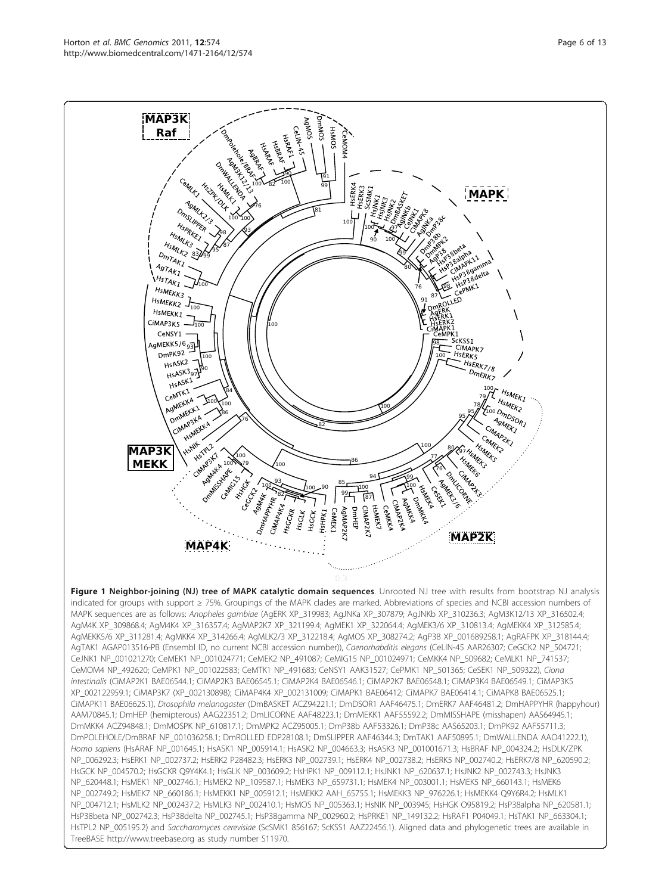**Figure 1 Neighbor-joining (NJ) tree of MAPK catalytic domain sequences**. Unrooted NJ tree with results from bootstrap NJ analysis indicated for groups with support ≥ 75%. Groupings of the MAPK clades are marked. Abbreviations of species and NCBI accession numbers of MAPK sequences are as follows: *Anopheles gambiae* (AgERK XP_319983; AgJNKa XP_307879; AgJNKb XP_310236.3; AgM3K12/13 XP_316502.4; AgM4K XP_309868.4; AgM4K4 XP_316357.4; AgMAP2K7 XP_321199.4; AgMEK1 XP_322064.4; AgMEK3/6 XP_310813.4; AgMEKK4 XP_312585.4; AgMEKK5/6 XP_311281.4; AgMKK4 XP_314266.4; AgMLK2/3 XP_312218.4; AgMOS XP_308274.2; AgP38 XP_001689258.1; AgRAFPK XP_318144.4; AgTAK1 AGAP013516-PB (Ensembl ID, no current NCBI accession number)), *Caenorhabditis elegans* (CeLIN-45 AAR26307; CeGCK2 NP_504721; CeJNK1 NP_001021270; CeMEK1 NP_001024771; CeMEK2 NP_491087; CeMIG15 NP_001024971; CeMKK4 NP_509682; CeMLK1 NP_741537; CeMOM4 NP_492620; CeMPK1 NP_001022583; CeMTK1 NP_491683; CeNSY1 AAK31527; CePMK1 NP_501365; CeSEK1 NP_509322), *Ciona intestinalis* (CiMAP2K1 BAE06544.1; CiMAP2K3 BAE06545.1; CiMAP2K4 BAE06546.1; CiMAP2K7 BAE06548.1; CiMAP3K4 BAE06549.1; CiMAP3K5 XP_002122959.1; CiMAP3K7 (XP_002130898); CiMAP4K4 XP_002131009; CiMAPK1 BAE06412; CiMAPK7 BAE06414.1; CiMAPK8 BAE06525.1; CiMAPK11 BAE06625.1), *Drosophila melanogaster* (DmBASKET ACZ94221.1; DmDSOR1 AAF46475.1; DmERK7 AAF46481.2; DmHAPPYHR (happyhour) AAM70845.1; DmHEP (hemipterous) AAG22351.2; DmLICORNE AAF48223.1; DmMEKK1 AAF55592.2; DmMISSHAPE (misshapen) AAS64945.1; DmMKK4 ACZ94848.1; DmMOSPK NP_610817.1; DmMPK2 ACZ95005.1; DmP38b AAF53326.1; DmP38c AAS65203.1; DmPK92 AAF55711.3; DmPOLEHOLE/DmBRAF NP_001036258.1; DmROLLED EDP28108.1; DmSLIPPER AAF46344.3; DmTAK1 AAF50895.1; DmWALLENDA AAO41222.1), *Homo sapiens* (HsARAF NP_001645.1; HsASK1 NP_005914.1; HsASK2 NP_004663.3; HsASK3 NP_001001671.3; HsBRAF NP_004324.2; HsDLK/ZPK NP_006292.3; HsERK1 NP_002737.2; HsERK2 P28482.3; HsERK3 NP_002739.1; HsERK4 NP_002738.2; HsERK5 NP_002740.2; HsERK7/8 NP_620590.2; HsGCK NP_004570.2; HsGCKR Q9Y4K4.1; HsGLK NP_003609.2; HsHPK1 NP_009112.1; HsJNK1 NP_620637.1; HsJNK2 NP_002743.3; HsJNK3 NP_620448.1; HsMEK1 NP_002746.1; HsMEK2 NP_109587.1; HsMEK3 NP_659731.1; HsMEK4 NP_003001.1; HsMEK5 NP_660143.1; HsMEK6 NP_002749.2; HsMEK7 NP_660186.1; HsMEKK1 NP_005912.1; HsMEKK2 AAH_65755.1; HsMEKK3 NP_976226.1; HsMEKK4 Q9Y6R4.2; HsMLK1 NP_004712.1; HsMLK2 NP_002437.2; HsMLK3 NP_002410.1; HsMOS NP_005363.1; HsNIK NP_003945; HsHGK O95819.2; HsP38alpha NP_620581.1; HsP38beta NP_002742.3; HsP38delta NP_002745.1; HsP38gamma NP_002960.2; HsPRKE1 NP_149132.2; HsRAF1 P04049.1; HsTAK1 NP_663304.1; HsTPL2 NP_005195.2) and *Saccharomyces cerevisiae* (ScSMK1 856167; ScKSS1 AAZ22456.1). Aligned data and phylogenetic trees are available in TreeBASE http://www.treebase.org as study number S11970.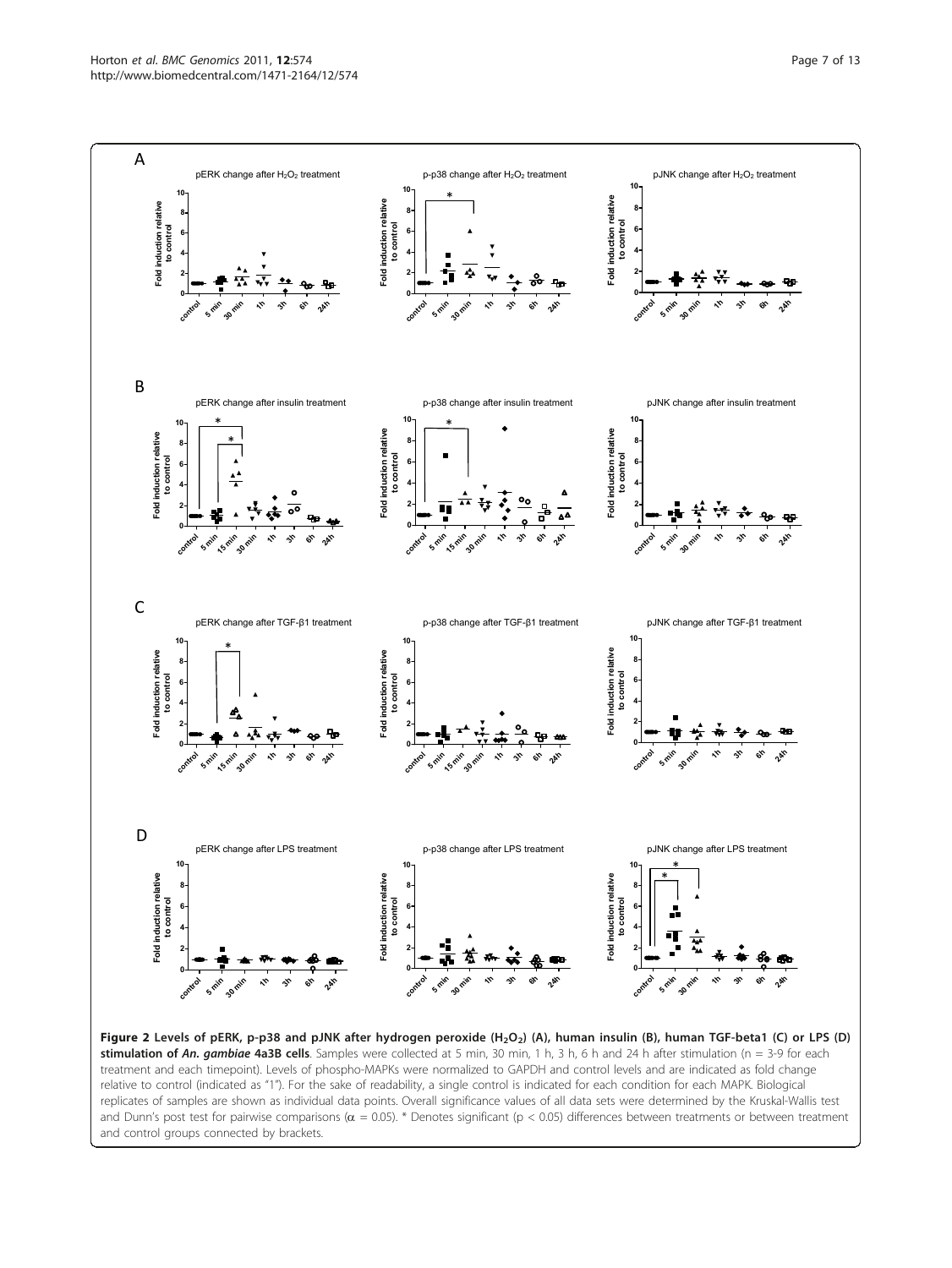**Figure 2 Levels of pERK, p-p38 and pJNK after hydrogen peroxide ($H_2O_2$) (A), human insulin (B), human TGF-beta1 (C) or LPS (D) stimulation of *An. gambiae* 4a3B cells**. Samples were collected at 5 min, 30 min, 1 h, 3 h, 6 h and 24 h after stimulation (n = 3-9 for each treatment and each timepoint). Levels of phospho-MAPKs were normalized to GAPDH and control levels and are indicated as fold change relative to control (indicated as "1"). For the sake of readability, a single control is indicated for each condition for each MAPK. Biological replicates of samples are shown as individual data points. Overall significance values of all data sets were determined by the Kruskal-Wallis test and Dunn's post test for pairwise comparisons ($\alpha$ = 0.05). * Denotes significant ($p < 0.05$) differences between treatments or between treatment and control groups connected by brackets.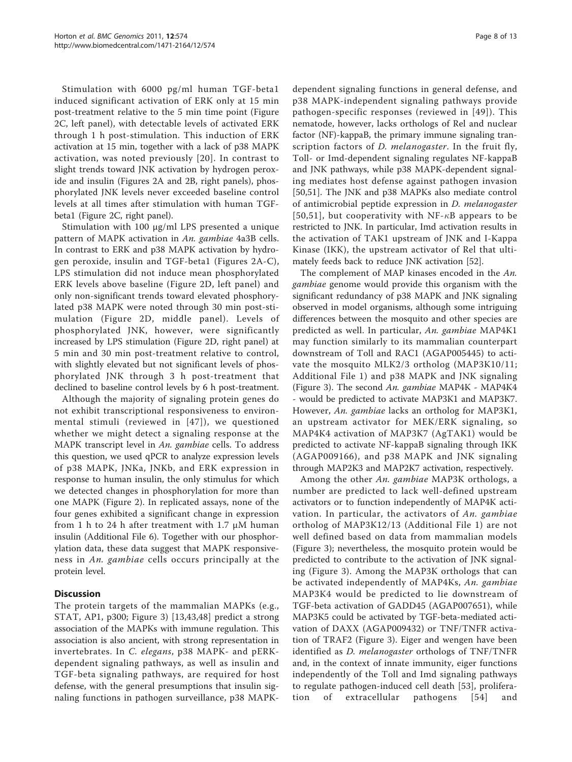Stimulation with 6000 pg/ml human TGF-beta1 induced significant activation of ERK only at 15 min post-treatment relative to the 5 min time point (Figure 2C, left panel), with detectable levels of activated ERK through 1 h post-stimulation. This induction of ERK activation at 15 min, together with a lack of p38 MAPK activation, was noted previously [20]. In contrast to slight trends toward JNK activation by hydrogen peroxide and insulin (Figures 2A and 2B, right panels), phosphorylated JNK levels never exceeded baseline control levels at all times after stimulation with human TGF-beta1 (Figure 2C, right panel).

Stimulation with 100 μg/ml LPS presented a unique pattern of MAPK activation in *An. gambiae* 4a3B cells. In contrast to ERK and p38 MAPK activation by hydrogen peroxide, insulin and TGF-beta1 (Figures 2A-C), LPS stimulation did not induce mean phosphorylated ERK levels above baseline (Figure 2D, left panel) and only non-significant trends toward elevated phosphorylated p38 MAPK were noted through 30 min post-stimulation (Figure 2D, middle panel). Levels of phosphorylated JNK, however, were significantly increased by LPS stimulation (Figure 2D, right panel) at 5 min and 30 min post-treatment relative to control, with slightly elevated but not significant levels of phosphorylated JNK through 3 h post-treatment that declined to baseline control levels by 6 h post-treatment.

Although the majority of signaling protein genes do not exhibit transcriptional responsiveness to environmental stimuli (reviewed in [47]), we questioned whether we might detect a signaling response at the MAPK transcript level in *An. gambiae* cells. To address this question, we used qPCR to analyze expression levels of p38 MAPK, JNKa, JNKb, and ERK expression in response to human insulin, the only stimulus for which we detected changes in phosphorylation for more than one MAPK (Figure 2). In replicated assays, none of the four genes exhibited a significant change in expression from 1 h to 24 h after treatment with 1.7 μM human insulin (Additional File 6). Together with our phosphorylation data, these data suggest that MAPK responsiveness in *An. gambiae* cells occurs principally at the protein level.

## Discussion

The protein targets of the mammalian MAPKs (e.g., STAT, AP1, p300; Figure 3) [13,43,48] predict a strong association of the MAPKs with immune regulation. This association is also ancient, with strong representation in invertebrates. In *C. elegans*, p38 MAPK- and pERK-dependent signaling pathways, as well as insulin and TGF-beta signaling pathways, are required for host defense, with the general presumptions that insulin signaling functions in pathogen surveillance, p38 MAPK-dependent signaling functions in general defense, and p38 MAPK-independent signaling pathways provide pathogen-specific responses (reviewed in [49]). This nematode, however, lacks orthologs of Rel and nuclear factor (NF)-kappaB, the primary immune signaling transcription factors of *D. melanogaster*. In the fruit fly, Toll- or Imd-dependent signaling regulates NF-kappaB and JNK pathways, while p38 MAPK-dependent signaling mediates host defense against pathogen invasion [50,51]. The JNK and p38 MAPKs also mediate control of antimicrobial peptide expression in *D. melanogaster* [50,51], but cooperativity with NF-$\kappa$B appears to be restricted to JNK. In particular, Imd activation results in the activation of TAK1 upstream of JNK and I-Kappa Kinase (IKK), the upstream activator of Rel that ultimately feeds back to reduce JNK activation [52].

The complement of MAP kinases encoded in the *An. gambiae* genome would provide this organism with the significant redundancy of p38 MAPK and JNK signaling observed in model organisms, although some intriguing differences between the mosquito and other species are predicted as well. In particular, *An. gambiae* MAP4K1 may function similarly to its mammalian counterpart downstream of Toll and RAC1 (AGAP005445) to activate the mosquito MLK2/3 ortholog (MAP3K10/11; Additional File 1) and p38 MAPK and JNK signaling (Figure 3). The second *An. gambiae* MAP4K - MAP4K4 - would be predicted to activate MAP3K1 and MAP3K7. However, *An. gambiae* lacks an ortholog for MAP3K1, an upstream activator for MEK/ERK signaling, so MAP4K4 activation of MAP3K7 (AgTAK1) would be predicted to activate NF-kappaB signaling through IKK (AGAP009166), and p38 MAPK and JNK signaling through MAP2K3 and MAP2K7 activation, respectively.

Among the other *An. gambiae* MAP3K orthologs, a number are predicted to lack well-defined upstream activators or to function independently of MAP4K activation. In particular, the activators of *An. gambiae* ortholog of MAP3K12/13 (Additional File 1) are not well defined based on data from mammalian models (Figure 3); nevertheless, the mosquito protein would be predicted to contribute to the activation of JNK signaling (Figure 3). Among the MAP3K orthologs that can be activated independently of MAP4Ks, *An. gambiae* MAP3K4 would be predicted to lie downstream of TGF-beta activation of GADD45 (AGAP007651), while MAP3K5 could be activated by TGF-beta-mediated activation of DAXX (AGAP009432) or TNF/TNFR activation of TRAF2 (Figure 3). Eiger and wengen have been identified as *D. melanogaster* orthologs of TNF/TNFR and, in the context of innate immunity, eiger functions independently of the Toll and Imd signaling pathways to regulate pathogen-induced cell death [53], proliferation of extracellular pathogens [54] and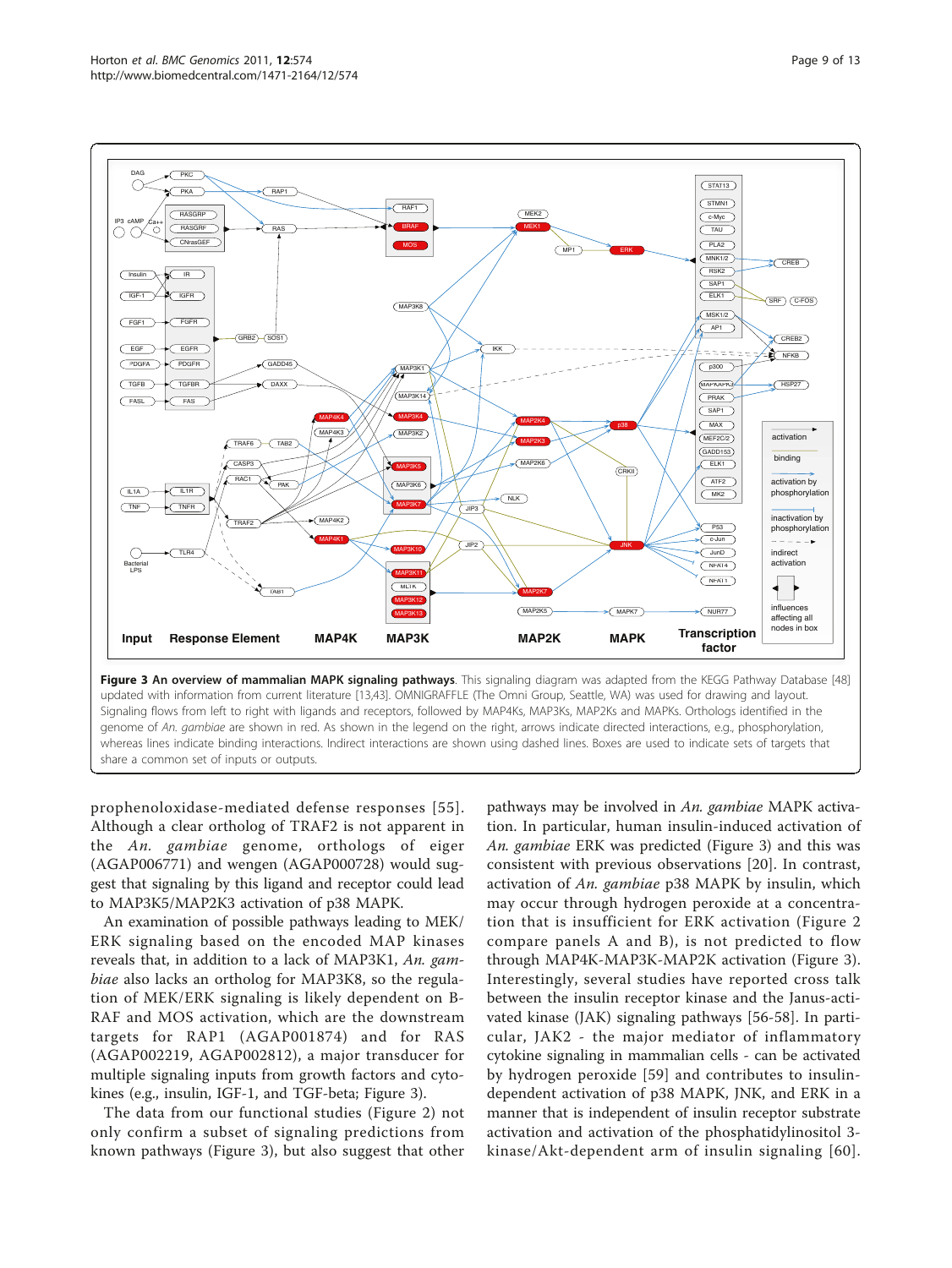**Figure 3 An overview of mammalian MAPK signaling pathways**. This signaling diagram was adapted from the KEGG Pathway Database [48] updated with information from current literature [13,43]. OMNIGRAFFLE (The Omni Group, Seattle, WA) was used for drawing and layout. Signaling flows from left to right with ligands and receptors, followed by MAP4Ks, MAP3Ks, MAP2Ks and MAPKs. Orthologs identified in the genome of *An. gambiae* are shown in red. As shown in the legend on the right, arrows indicate directed interactions, e.g., phosphorylation, whereas lines indicate binding interactions. Indirect interactions are shown using dashed lines. Boxes are used to indicate sets of targets that share a common set of inputs or outputs.

prophenoloxidase-mediated defense responses [55]. Although a clear ortholog of TRAF2 is not apparent in the *An. gambiae* genome, orthologs of eiger (AGAP006771) and wengen (AGAP000728) would suggest that signaling by this ligand and receptor could lead to MAP3K5/MAP2K3 activation of p38 MAPK.

An examination of possible pathways leading to MEK/ERK signaling based on the encoded MAP kinases reveals that, in addition to a lack of MAP3K1, *An. gambiae* also lacks an ortholog for MAP3K8, so the regulation of MEK/ERK signaling is likely dependent on B-RAF and MOS activation, which are the downstream targets for RAP1 (AGAP001874) and for RAS (AGAP002219, AGAP002812), a major transducer for multiple signaling inputs from growth factors and cytokines (e.g., insulin, IGF-1, and TGF-beta; Figure 3).

The data from our functional studies (Figure 2) not only confirm a subset of signaling predictions from known pathways (Figure 3), but also suggest that other pathways may be involved in *An. gambiae* MAPK activation. In particular, human insulin-induced activation of *An. gambiae* ERK was predicted (Figure 3) and this was consistent with previous observations [20]. In contrast, activation of *An. gambiae* p38 MAPK by insulin, which may occur through hydrogen peroxide at a concentration that is insufficient for ERK activation (Figure 2 compare panels A and B), is not predicted to flow through MAP4K-MAP3K-MAP2K activation (Figure 3). Interestingly, several studies have reported cross talk between the insulin receptor kinase and the Janus-activated kinase (JAK) signaling pathways [56-58]. In particular, JAK2 - the major mediator of inflammatory cytokine signaling in mammalian cells - can be activated by hydrogen peroxide [59] and contributes to insulin-dependent activation of p38 MAPK, JNK, and ERK in a manner that is independent of insulin receptor substrate activation and activation of the phosphatidylinositol 3-kinase/Akt-dependent arm of insulin signaling [60].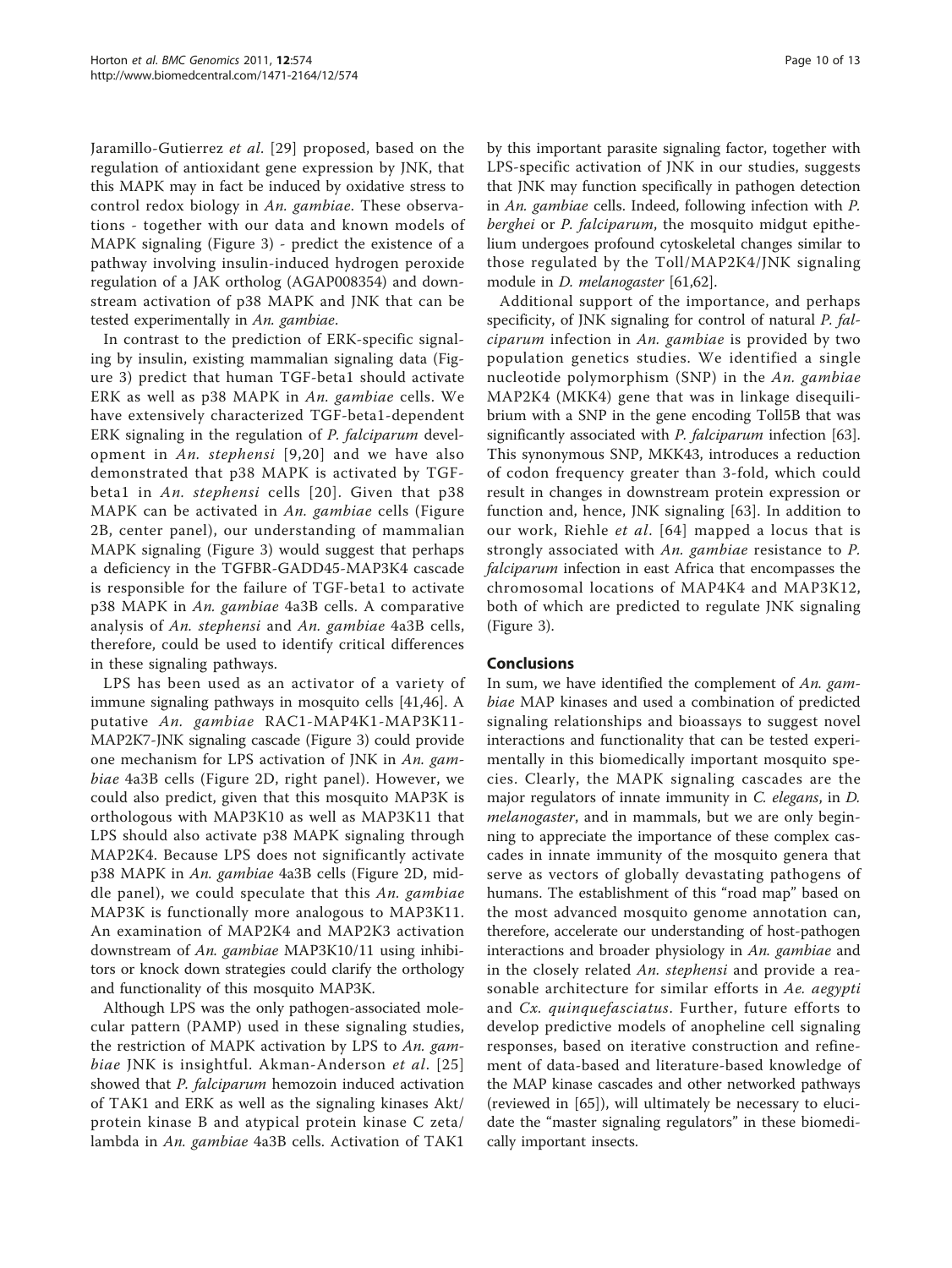Jaramillo-Gutierrez *et al.* [29] proposed, based on the regulation of antioxidant gene expression by JNK, that this MAPK may in fact be induced by oxidative stress to control redox biology in *An. gambiae*. These observations - together with our data and known models of MAPK signaling (Figure 3) - predict the existence of a pathway involving insulin-induced hydrogen peroxide regulation of a JAK ortholog (AGAP008354) and downstream activation of p38 MAPK and JNK that can be tested experimentally in *An. gambiae*.

In contrast to the prediction of ERK-specific signaling by insulin, existing mammalian signaling data (Figure 3) predict that human TGF-beta1 should activate ERK as well as p38 MAPK in *An. gambiae* cells. We have extensively characterized TGF-beta1-dependent ERK signaling in the regulation of *P. falciparum* development in *An. stephensi* [9,20] and we have also demonstrated that p38 MAPK is activated by TGF-beta1 in *An. stephensi* cells [20]. Given that p38 MAPK can be activated in *An. gambiae* cells (Figure 2B, center panel), our understanding of mammalian MAPK signaling (Figure 3) would suggest that perhaps a deficiency in the TGFBR-GADD45-MAP3K4 cascade is responsible for the failure of TGF-beta1 to activate p38 MAPK in *An. gambiae* 4a3B cells. A comparative analysis of *An. stephensi* and *An. gambiae* 4a3B cells, therefore, could be used to identify critical differences in these signaling pathways.

LPS has been used as an activator of a variety of immune signaling pathways in mosquito cells [41,46]. A putative *An. gambiae* RAC1-MAP4K1-MAP3K11-MAP2K7-JNK signaling cascade (Figure 3) could provide one mechanism for LPS activation of JNK in *An. gambiae* 4a3B cells (Figure 2D, right panel). However, we could also predict, given that this mosquito MAP3K is orthologous with MAP3K10 as well as MAP3K11 that LPS should also activate p38 MAPK signaling through MAP2K4. Because LPS does not significantly activate p38 MAPK in *An. gambiae* 4a3B cells (Figure 2D, middle panel), we could speculate that this *An. gambiae* MAP3K is functionally more analogous to MAP3K11. An examination of MAP2K4 and MAP2K3 activation downstream of *An. gambiae* MAP3K10/11 using inhibitors or knock down strategies could clarify the orthology and functionality of this mosquito MAP3K.

Although LPS was the only pathogen-associated molecular pattern (PAMP) used in these signaling studies, the restriction of MAPK activation by LPS to *An. gambiae* JNK is insightful. Akman-Anderson *et al.* [25] showed that *P. falciparum* hemozoin induced activation of TAK1 and ERK as well as the signaling kinases Akt/protein kinase B and atypical protein kinase C zeta/lambda in *An. gambiae* 4a3B cells. Activation of TAK1 by this important parasite signaling factor, together with LPS-specific activation of JNK in our studies, suggests that JNK may function specifically in pathogen detection in *An. gambiae* cells. Indeed, following infection with *P. berghei* or *P. falciparum*, the mosquito midgut epithelium undergoes profound cytoskeletal changes similar to those regulated by the Toll/MAP2K4/JNK signaling module in *D. melanogaster* [61,62].

Additional support of the importance, and perhaps specificity, of JNK signaling for control of natural *P. falciparum* infection in *An. gambiae* is provided by two population genetics studies. We identified a single nucleotide polymorphism (SNP) in the *An. gambiae* MAP2K4 (MKK4) gene that was in linkage disequilibrium with a SNP in the gene encoding Toll5B that was significantly associated with *P. falciparum* infection [63]. This synonymous SNP, MKK43, introduces a reduction of codon frequency greater than 3-fold, which could result in changes in downstream protein expression or function and, hence, JNK signaling [63]. In addition to our work, Riehle *et al*. [64] mapped a locus that is strongly associated with *An. gambiae* resistance to *P. falciparum* infection in east Africa that encompasses the chromosomal locations of MAP4K4 and MAP3K12, both of which are predicted to regulate JNK signaling (Figure 3).

## Conclusions

In sum, we have identified the complement of *An. gambiae* MAP kinases and used a combination of predicted signaling relationships and bioassays to suggest novel interactions and functionality that can be tested experimentally in this biomedically important mosquito species. Clearly, the MAPK signaling cascades are the major regulators of innate immunity in *C. elegans*, in *D. melanogaster*, and in mammals, but we are only beginning to appreciate the importance of these complex cascades in innate immunity of the mosquito genera that serve as vectors of globally devastating pathogens of humans. The establishment of this "road map" based on the most advanced mosquito genome annotation can, therefore, accelerate our understanding of host-pathogen interactions and broader physiology in *An. gambiae* and in the closely related *An. stephensi* and provide a reasonable architecture for similar efforts in *Ae. aegypti* and *Cx. quinquefasciatus*. Further, future efforts to develop predictive models of anopheline cell signaling responses, based on iterative construction and refinement of data-based and literature-based knowledge of the MAP kinase cascades and other networked pathways (reviewed in [65]), will ultimately be necessary to elucidate the "master signaling regulators" in these biomedically important insects.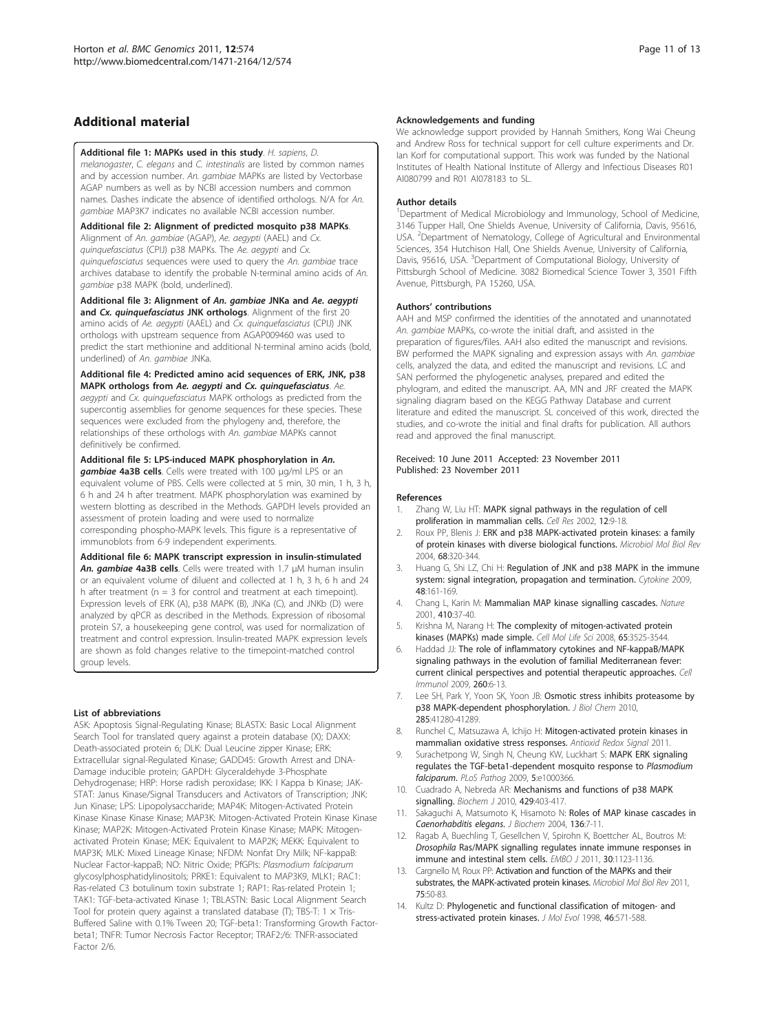## Additional material

**Additional file 1: MAPKs used in this study**. *H. sapiens*, *D. melanogaster*, *C. elegans* and *C. intestinalis* are listed by common names and by accession number. *An. gambiae* MAPKs are listed by Vectorbase AGAP numbers as well as by NCBI accession numbers and common names. Dashes indicate the absence of identified orthologs. N/A for *An. gambiae* MAP3K7 indicates no available NCBI accession number.

**Additional file 2: Alignment of predicted mosquito p38 MAPKs**. Alignment of *An. gambiae* (AGAP), *Ae. aegypti* (AAEL) and *Cx. quinquefasciatus* (CPIJ) p38 MAPKs. The *Ae. aegypti* and *Cx. quinquefasciatus* sequences were used to query the *An. gambiae* trace archives database to identify the probable N-terminal amino acids of *An. gambiae* p38 MAPK (bold, underlined).

**Additional file 3: Alignment of *An. gambiae* JNKa and *Ae. aegypti* and *Cx. quinquefasciatus* JNK orthologs**. Alignment of the first 20 amino acids of *Ae. aegypti* (AAEL) and *Cx. quinquefasciatus* (CPIJ) JNK orthologs with upstream sequence from AGAP009460 was used to predict the start methionine and additional N-terminal amino acids (bold, underlined) of *An. gambiae* JNKa.

**Additional file 4: Predicted amino acid sequences of ERK, JNK, p38 MAPK orthologs from *Ae. aegypti* and *Cx. quinquefasciatus***. *Ae. aegypti* and *Cx. quinquefasciatus* MAPK orthologs as predicted from the supercontig assemblies for genome sequences for these species. These sequences were excluded from the phylogeny and, therefore, the relationships of these orthologs with *An. gambiae* MAPKs cannot definitively be confirmed.

**Additional file 5: LPS-induced MAPK phosphorylation in *An. gambiae* 4a3B cells**. Cells were treated with 100 μg/ml LPS or an equivalent volume of PBS. Cells were collected at 5 min, 30 min, 1 h, 3 h, 6 h and 24 h after treatment. MAPK phosphorylation was examined by western blotting as described in the Methods. GAPDH levels provided an assessment of protein loading and were used to normalize corresponding phospho-MAPK levels. This figure is a representative of immunoblots from 6-9 independent experiments.

**Additional file 6: MAPK transcript expression in insulin-stimulated *An. gambiae* 4a3B cells**. Cells were treated with 1.7 μM human insulin or an equivalent volume of diluent and collected at 1 h, 3 h, 6 h and 24 h after treatment (n = 3 for control and treatment at each timepoint). Expression levels of ERK (A), p38 MAPK (B), JNKa (C), and JNKb (D) were analyzed by qPCR as described in the Methods. Expression of ribosomal protein S7, a housekeeping gene control, was used for normalization of treatment and control expression. Insulin-treated MAPK expression levels are shown as fold changes relative to the timepoint-matched control group levels.

#### List of abbreviations

ASK: Apoptosis Signal-Regulating Kinase; BLASTX: Basic Local Alignment Search Tool for translated query against a protein database (X); DAXX: Death-associated protein 6; DLK: Dual Leucine zipper Kinase; ERK: Extracellular signal-Regulated Kinase; GADD45: Growth Arrest and DNA-Damage inducible protein; GAPDH: Glyceraldehyde 3-Phosphate Dehydrogenase; HRP: Horse radish peroxidase; IKK: I Kappa b Kinase; JAK-STAT: Janus Kinase/Signal Transducers and Activators of Transcription; JNK: Jun Kinase; LPS: Lipopolysaccharide; MAP4K: Mitogen-Activated Protein Kinase Kinase Kinase Kinase; MAP3K: Mitogen-Activated Protein Kinase Kinase Kinase; MAP2K: Mitogen-Activated Protein Kinase Kinase; MAPK: Mitogen-activated Protein Kinase; MEK: Equivalent to MAP2K; MEKK: Equivalent to MAP3K; MLK: Mixed Lineage Kinase; NFDM: Nonfat Dry Milk; NF-kappaB: Nuclear Factor-kappaB; NO: Nitric Oxide; PfGPIs: *Plasmodium falciparum* glycosylphosphatidylinositols; PRKE1: Equivalent to MAP3K9, MLK1; RAC1: Ras-related C3 botulinum toxin substrate 1; RAP1: Ras-related Protein 1; TAK1: TGF-beta-activated Kinase 1; TBLASTN: Basic Local Alignment Search Tool for protein query against a translated database (T); TBS-T: 1 × Tris-Buffered Saline with 0.1% Tween 20; TGF-beta1: Transforming Growth Factor-beta1; TNFR: Tumor Necrosis Factor Receptor; TRAF2:/6: TNFR-associated Factor 2/6.

#### Acknowledgements and funding

We acknowledge support provided by Hannah Smithers, Kong Wai Cheung and Andrew Ross for technical support for cell culture experiments and Dr. Ian Korf for computational support. This work was funded by the National Institutes of Health National Institute of Allergy and Infectious Diseases R01 AI080799 and R01 AI078183 to SL.

#### Author details

[1]Department of Medical Microbiology and Immunology, School of Medicine, 3146 Tupper Hall, One Shields Avenue, University of California, Davis, 95616, USA. [2]Department of Nematology, College of Agricultural and Environmental Sciences, 354 Hutchison Hall, One Shields Avenue, University of California, Davis, 95616, USA. [3]Department of Computational Biology, University of Pittsburgh School of Medicine. 3082 Biomedical Science Tower 3, 3501 Fifth Avenue, Pittsburgh, PA 15260, USA.

#### Authors' contributions

AAH and MSP confirmed the identities of the annotated and unannotated *An. gambiae* MAPKs, co-wrote the initial draft, and assisted in the preparation of figures/files. AAH also edited the manuscript and revisions. BW performed the MAPK signaling and expression assays with *An. gambiae* cells, analyzed the data, and edited the manuscript and revisions. LC and SAN performed the phylogenetic analyses, prepared and edited the phylogram, and edited the manuscript. AA, MN and JRF created the MAPK signaling diagram based on the KEGG Pathway Database and current literature and edited the manuscript. SL conceived of this work, directed the studies, and co-wrote the initial and final drafts for publication. All authors read and approved the final manuscript.

Received: 10 June 2011 Accepted: 23 November 2011
Published: 23 November 2011

#### References

1. Zhang W, Liu HT: **MAPK signal pathways in the regulation of cell proliferation in mammalian cells.** *Cell Res* 2002, **12**:9-18.
2. Roux PP, Blenis J: **ERK and p38 MAPK-activated protein kinases: a family of protein kinases with diverse biological functions.** *Microbiol Mol Biol Rev* 2004, **68**:320-344.
3. Huang G, Shi LZ, Chi H: **Regulation of JNK and p38 MAPK in the immune system: signal integration, propagation and termination.** *Cytokine* 2009, **48**:161-169.
4. Chang L, Karin M: **Mammalian MAP kinase signalling cascades.** *Nature* 2001, **410**:37-40.
5. Krishna M, Narang H: **The complexity of mitogen-activated protein kinases (MAPKs) made simple.** *Cell Mol Life Sci* 2008, **65**:3525-3544.
6. Haddad JJ: **The role of inflammatory cytokines and NF-kappaB/MAPK signaling pathways in the evolution of familial Mediterranean fever: current clinical perspectives and potential therapeutic approaches.** *Cell Immunol* 2009, **260**:6-13.
7. Lee SH, Park Y, Yoon SK, Yoon JB: **Osmotic stress inhibits proteasome by p38 MAPK-dependent phosphorylation.** *J Biol Chem* 2010, **285**:41280-41289.
8. Runchel C, Matsuzawa A, Ichijo H: **Mitogen-activated protein kinases in mammalian oxidative stress responses.** *Antioxid Redox Signal* 2011.
9. Surachetpong W, Singh N, Cheung KW, Luckhart S: **MAPK ERK signaling regulates the TGF-beta1-dependent mosquito response to *Plasmodium falciparum*.** *PLoS Pathog* 2009, **5**:e1000366.
10. Cuadrado A, Nebreda AR: **Mechanisms and functions of p38 MAPK signalling.** *Biochem J* 2010, **429**:403-417.
11. Sakaguchi A, Matsumoto K, Hisamoto N: **Roles of MAP kinase cascades in *Caenorhabditis elegans*.** *J Biochem* 2004, **136**:7-11.
12. Ragab A, Buechling T, Gesellchen V, Spirohn K, Boettcher AL, Boutros M: ***Drosophila* Ras/MAPK signalling regulates innate immune responses in immune and intestinal stem cells.** *EMBO J* 2011, **30**:1123-1136.
13. Cargnello M, Roux PP: **Activation and function of the MAPKs and their substrates, the MAPK-activated protein kinases.** *Microbiol Mol Biol Rev* 2011, **75**:50-83.
14. Kultz D: **Phylogenetic and functional classification of mitogen- and stress-activated protein kinases.** *J Mol Evol* 1998, **46**:571-588.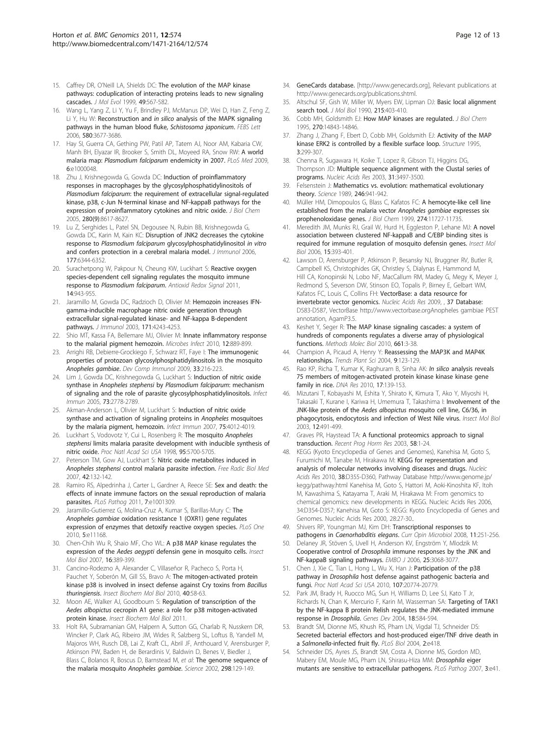15. Caffrey DR, O'Neill LA, Shields DC: **The evolution of the MAP kinase pathways: coduplication of interacting proteins leads to new signaling cascades.** *J Mol Evol* 1999, **49**:567-582.
16. Wang L, Yang Z, Li Y, Yu F, Brindley PJ, McManus DP, Wei D, Han Z, Feng Z, Li Y, Hu W: **Reconstruction and *in silico* analysis of the MAPK signaling pathways in the human blood fluke, *Schistosoma japonicum*.** *FEBS Lett* 2006, **580**:3677-3686.
17. Hay SI, Guerra CA, Gething PW, Patil AP, Tatem AJ, Noor AM, Kabaria CW, Manh BH, Elyazar IR, Brooker S, Smith DL, Moyeed RA, Snow RW: **A world malaria map: *Plasmodium falciparum* endemicity in 2007.** *PLoS Med* 2009, **6**:e1000048.
18. Zhu J, Krishnegowda G, Gowda DC: **Induction of proinflammatory responses in macrophages by the glycosylphosphatidylinositols of *Plasmodium falciparum*: the requirement of extracellular signal-regulated kinase, p38, c-Jun N-terminal kinase and NF-kappaB pathways for the expression of proinflammatory cytokines and nitric oxide.** *J Biol Chem* 2005, **280(9)**:8617-8627.
19. Lu Z, Serghides L, Patel SN, Degousee N, Rubin BB, Krishnegowda G, Gowda DC, Karin M, Kain KC: **Disruption of JNK2 decreases the cytokine response to *Plasmodium falciparum* glycosylphosphatidylinositol *in vitro* and confers protection in a cerebral malaria model.** *J Immunol* 2006, **177**:6344-6352.
20. Surachetpong W, Pakpour N, Cheung KW, Luckhart S: **Reactive oxygen species-dependent cell signaling regulates the mosquito immune response to *Plasmodium falciparum*.** *Antioxid Redox Signal* 2011, **14**:943-955.
21. Jaramillo M, Gowda DC, Radzioch D, Olivier M: **Hemozoin increases IFN-gamma-inducible macrophage nitric oxide generation through extracellular signal-regulated kinase- and NF-kappa B-dependent pathways.** *J Immunol* 2003, **171**:4243-4253.
22. Shio MT, Kassa FA, Bellemare MJ, Olivier M: **Innate inflammatory response to the malarial pigment hemozoin.** *Microbes Infect* 2010, **12**:889-899.
23. Arrighi RB, Debierre-Grockiego F, Schwarz RT, Faye I: **The immunogenic properties of protozoan glycosylphosphatidylinositols in the mosquito *Anopheles gambiae*.** *Dev Comp Immunol* 2009, **33**:216-223.
24. Lim J, Gowda DC, Krishnegowda G, Luckhart S: **Induction of nitric oxide synthase in *Anopheles stephensi* by *Plasmodium falciparum*: mechanism of signaling and the role of parasite glycosylphosphatidylinositols.** *Infect Immun* 2005, **73**:2778-2789.
25. Akman-Anderson L, Olivier M, Luckhart S: **Induction of nitric oxide synthase and activation of signaling proteins in *Anopheles* mosquitoes by the malaria pigment, hemozoin.** *Infect Immun* 2007, **75**:4012-4019.
26. Luckhart S, Vodovotz Y, Cui L, Rosenberg R: **The mosquito *Anopheles stephensi* limits malaria parasite development with inducible synthesis of nitric oxide.** *Proc Natl Acad Sci USA* 1998, **95**:5700-5705.
27. Peterson TM, Gow AJ, Luckhart S: **Nitric oxide metabolites induced in *Anopheles stephensi* control malaria parasite infection.** *Free Radic Biol Med* 2007, **42**:132-142.
28. Ramiro RS, Alpedrinha J, Carter L, Gardner A, Reece SE: **Sex and death: the effects of innate immune factors on the sexual reproduction of malaria parasites.** *PLoS Pathog* 2011, **7**:e1001309.
29. Jaramillo-Gutierrez G, Molina-Cruz A, Kumar S, Barillas-Mury C: **The *Anopheles gambiae* oxidation resistance 1 (OXR1) gene regulates expression of enzymes that detoxify reactive oxygen species.** *PLoS One* 2010, **5**:e11168.
30. Chen-Chih Wu R, Shaio MF, Cho WL: **A p38 MAP kinase regulates the expression of the *Aedes aegypti* defensin gene in mosquito cells.** *Insect Mol Biol* 2007, **16**:389-399.
31. Cancino-Rodezno A, Alexander C, Villaseñor R, Pacheco S, Porta H, Pauchet Y, Soberón M, Gill SS, Bravo A: **The mitogen-activated protein kinase p38 is involved in insect defense against Cry toxins from *Bacillus thuringiensis*.** *Insect Biochem Mol Biol* 2010, **40**:58-63.
32. Moon AE, Walker AJ, Goodbourn S: **Regulation of transcription of the *Aedes albopictus* cecropin A1 gene: a role for p38 mitogen-activated protein kinase.** *Insect Biochem Mol Biol* 2011.
33. Holt RA, Subramanian GM, Halpern A, Sutton GG, Charlab R, Nusskern DR, Wincker P, Clark AG, Ribeiro JM, Wides R, Salzberg SL, Loftus B, Yandell M, Majoros WH, Rusch DB, Lai Z, Kraft CL, Abril JF, Anthouard V, Arensburger P, Atkinson PW, Baden H, de Berardinis V, Baldwin D, Benes V, Biedler J, Blass C, Bolanos R, Boscus D, Barnstead M, *et al*: **The genome sequence of the malaria mosquito *Anopheles gambiae*.** *Science* 2002, **298**:129-149.
34. **GeneCards database.** [http://www.genecards.org], Relevant publications at http://www.genecards.org/publications.shtml.
35. Altschul SF, Gish W, Miller W, Myers EW, Lipman DJ: **Basic local alignment search tool.** *J Mol Biol* 1990, **215**:403-410.
36. Cobb MH, Goldsmith EJ: **How MAP kinases are regulated.** *J Biol Chem* 1995, **270**:14843-14846.
37. Zhang J, Zhang F, Ebert D, Cobb MH, Goldsmith EJ: **Activity of the MAP kinase ERK2 is controlled by a flexible surface loop.** *Structure* 1995, **3**:299-307.
38. Chenna R, Sugawara H, Koike T, Lopez R, Gibson TJ, Higgins DG, Thompson JD: **Multiple sequence alignment with the Clustal series of programs.** *Nucleic Acids Res* 2003, **31**:3497-3500.
39. Felsenstein J: **Mathematics vs. evolution: mathematical evolutionary theory.** *Science* 1989, **246**:941-942.
40. Müller HM, Dimopoulos G, Blass C, Kafatos FC: **A hemocyte-like cell line established from the malaria vector *Anopheles gambiae* expresses six prophenoloxidase genes.** *J Biol Chem* 1999, **274**:11727-11735.
41. Meredith JM, Munks RJ, Grail W, Hurd H, Eggleston P, Lehane MJ: **A novel association between clustered NF-kappaB and C/EBP binding sites is required for immune regulation of mosquito defensin genes.** *Insect Mol Biol* 2006, **15**:393-401.
42. Lawson D, Arensburger P, Atkinson P, Besansky NJ, Bruggner RV, Butler R, Campbell KS, Christophides GK, Christley S, Dialynas E, Hammond M, Hill CA, Konopinski N, Lobo NF, MacCallum RM, Madey G, Megy K, Meyer J, Redmond S, Severson DW, Stinson EO, Topalis P, Birney E, Gelbart WM, Kafatos FC, Louis C, Collins FH: **VectorBase: a data resource for invertebrate vector genomics.** *Nucleic Acids Res* 2009, , 37 Database: D583-D587, VectorBase http://www.vectorbase.orgAnopheles gambiae PEST annotation, AgamP3.5.
43. Keshet Y, Seger R: **The MAP kinase signaling cascades: a system of hundreds of components regulates a diverse array of physiological functions.** *Methods Molec Biol* 2010, **661**:3-38.
44. Champion A, Picaud A, Henry Y: **Reassessing the MAP3K and MAP4K relationships.** *Trends Plant Sci* 2004, **9**:123-129.
45. Rao KP, Richa T, Kumar K, Raghuram B, Sinha AK: ***In silico* analysis reveals 75 members of mitogen-activated protein kinase kinase kinase gene family in rice.** *DNA Res* 2010, **17**:139-153.
46. Mizutani T, Kobayashi M, Eshita Y, Shirato K, Kimura T, Ako Y, Miyoshi H, Takasaki T, Kurane I, Kariwa H, Umemura T, Takashima I: **Involvement of the JNK-like protein of the *Aedes albopictus* mosquito cell line, C6/36, in phagocytosis, endocytosis and infection of West Nile virus.** *Insect Mol Biol* 2003, **12**:491-499.
47. Graves PR, Haystead TA: **A functional proteomics approach to signal transduction.** *Recent Prog Horm Res* 2003, **58**:1-24.
48. KEGG (Kyoto Encyclopedia of Genes and Genomes), Kanehisa M, Goto S, Furumichi M, Tanabe M, Hirakawa M: **KEGG for representation and analysis of molecular networks involving diseases and drugs.** *Nucleic Acids Res* 2010, **38**:D355-D360, Pathway Database http://www.genome.jp/kegg/pathway.html Kanehisa M, Goto S, Hattori M, Aoki-Kinoshita KF, Itoh M, Kawashima S, Katayama T, Araki M, Hirakawa M: From genomics to chemical genomics: new developments in KEGG. Nucleic Acids Res 2006, 34:D354-D357; Kanehisa M, Goto S: KEGG: Kyoto Encyclopedia of Genes and Genomes. Nucleic Acids Res 2000, 28:27-30..
49. Shivers RP, Youngman MJ, Kim DH: **Transcriptional responses to pathogens in *Caenorhabditis elegans*.** *Curr Opin Microbiol* 2008, **11**:251-256.
50. Delaney JR, Stöven S, Uvell H, Anderson KV, Engström Y, Mlodzik M: **Cooperative control of *Drosophila* immune responses by the JNK and NF-kappaB signaling pathways.** *EMBO J* 2006, **25**:3068-3077.
51. Chen J, Xie C, Tian L, Hong L, Wu X, Han J: **Participation of the p38 pathway in *Drosophila* host defense against pathogenic bacteria and fungi.** *Proc Natl Acad Sci USA* 2010, **107**:20774-20779.
52. Park JM, Brady H, Ruocco MG, Sun H, Williams D, Lee SJ, Kato T Jr, Richards N, Chan K, Mercurio F, Karin M, Wasserman SA: **Targeting of TAK1 by the NF-kappa B protein Relish regulates the JNK-mediated immune response in *Drosophila*.** *Genes Dev* 2004, **18**:584-594.
53. Brandt SM, Dionne MS, Khush RS, Pham LN, Vigdal TJ, Schneider DS: **Secreted bacterial effectors and host-produced eiger/TNF drive death in a *Salmonella*-infected fruit fly.** *PLoS Biol* 2004, **2**:e418.
54. Schneider DS, Ayres JS, Brandt SM, Costa A, Dionne MS, Gordon MD, Mabery EM, Moule MG, Pham LN, Shirasu-Hiza MM: ***Drosophila* eiger mutants are sensitive to extracellular pathogens.** *PLoS Pathog* 2007, **3**:e41.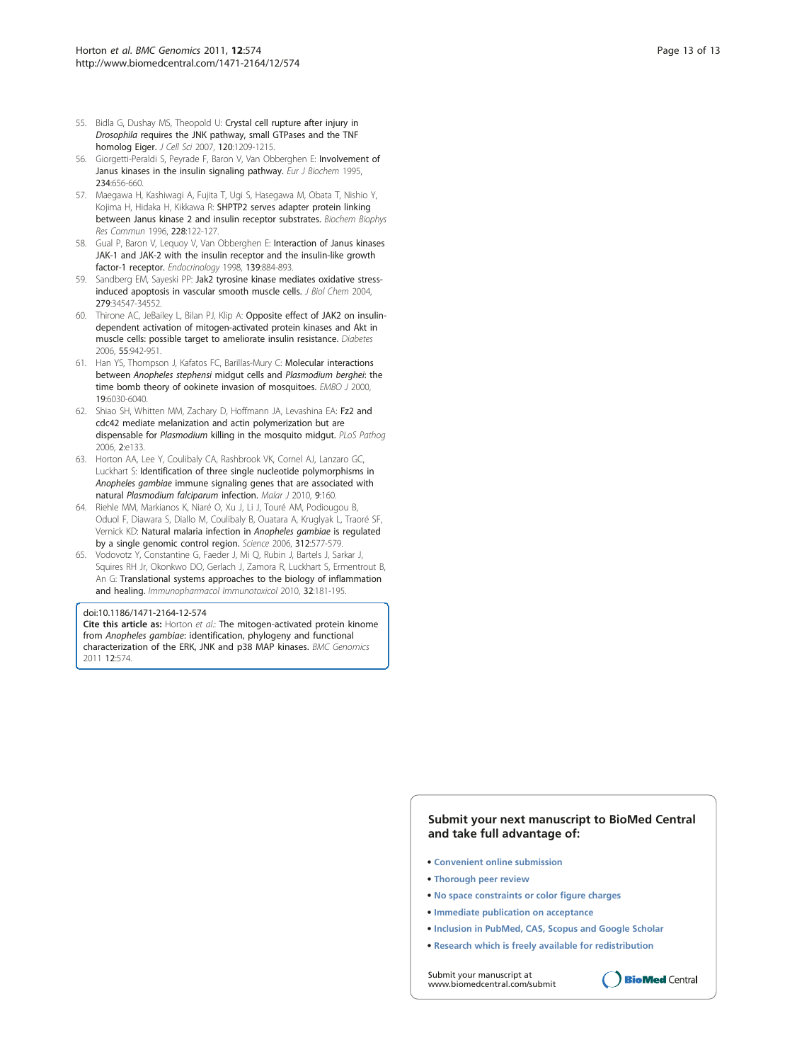55. Bidla G, Dushay MS, Theopold U: Crystal cell rupture after injury in *Drosophila* requires the JNK pathway, small GTPases and the TNF homolog Eiger. *J Cell Sci* 2007, **120**:1209-1215.
56. Giorgetti-Peraldi S, Peyrade F, Baron V, Van Obberghen E: Involvement of Janus kinases in the insulin signaling pathway. *Eur J Biochem* 1995, **234**:656-660.
57. Maegawa H, Kashiwagi A, Fujita T, Ugi S, Hasegawa M, Obata T, Nishio Y, Kojima H, Hidaka H, Kikkawa R: SHPTP2 serves adapter protein linking between Janus kinase 2 and insulin receptor substrates. *Biochem Biophys Res Commun* 1996, **228**:122-127.
58. Gual P, Baron V, Lequoy V, Van Obberghen E: Interaction of Janus kinases JAK-1 and JAK-2 with the insulin receptor and the insulin-like growth factor-1 receptor. *Endocrinology* 1998, **139**:884-893.
59. Sandberg EM, Sayeski PP: Jak2 tyrosine kinase mediates oxidative stress-induced apoptosis in vascular smooth muscle cells. *J Biol Chem* 2004, **279**:34547-34552.
60. Thirone AC, JeBailey L, Bilan PJ, Klip A: Opposite effect of JAK2 on insulin-dependent activation of mitogen-activated protein kinases and Akt in muscle cells: possible target to ameliorate insulin resistance. *Diabetes* 2006, **55**:942-951.
61. Han YS, Thompson J, Kafatos FC, Barillas-Mury C: Molecular interactions between *Anopheles stephensi* midgut cells and *Plasmodium berghei*: the time bomb theory of ookinete invasion of mosquitoes. *EMBO J* 2000, **19**:6030-6040.
62. Shiao SH, Whitten MM, Zachary D, Hoffmann JA, Levashina EA: Fz2 and cdc42 mediate melanization and actin polymerization but are dispensable for *Plasmodium* killing in the mosquito midgut. *PLoS Pathog* 2006, **2**:e133.
63. Horton AA, Lee Y, Coulibaly CA, Rashbrook VK, Cornel AJ, Lanzaro GC, Luckhart S: Identification of three single nucleotide polymorphisms in *Anopheles gambiae* immune signaling genes that are associated with natural *Plasmodium falciparum* infection. *Malar J* 2010, **9**:160.
64. Riehle MM, Markianos K, Niaré O, Xu J, Li J, Touré AM, Podiougou B, Oduol F, Diawara S, Diallo M, Coulibaly B, Ouatara A, Kruglyak L, Traoré SF, Vernick KD: Natural malaria infection in *Anopheles gambiae* is regulated by a single genomic control region. *Science* 2006, **312**:577-579.
65. Vodovotz Y, Constantine G, Faeder J, Mi Q, Rubin J, Bartels J, Sarkar J, Squires RH Jr, Okonkwo DO, Gerlach J, Zamora R, Luckhart S, Ermentrout B, An G: Translational systems approaches to the biology of inflammation and healing. *Immunopharmacol Immunotoxicol* 2010, **32**:181-195.

doi:10.1186/1471-2164-12-574

**Cite this article as:** Horton *et al.*: The mitogen-activated protein kinome from *Anopheles gambiae*: identification, phylogeny and functional characterization of the ERK, JNK and p38 MAP kinases. *BMC Genomics* 2011 **12**:574.

**Submit your next manuscript to BioMed Central and take full advantage of:**

- Convenient online submission
- Thorough peer review
- No space constraints or color figure charges
- Immediate publication on acceptance
- Inclusion in PubMed, CAS, Scopus and Google Scholar
- Research which is freely available for redistribution

Submit your manuscript at www.biomedcentral.com/submit